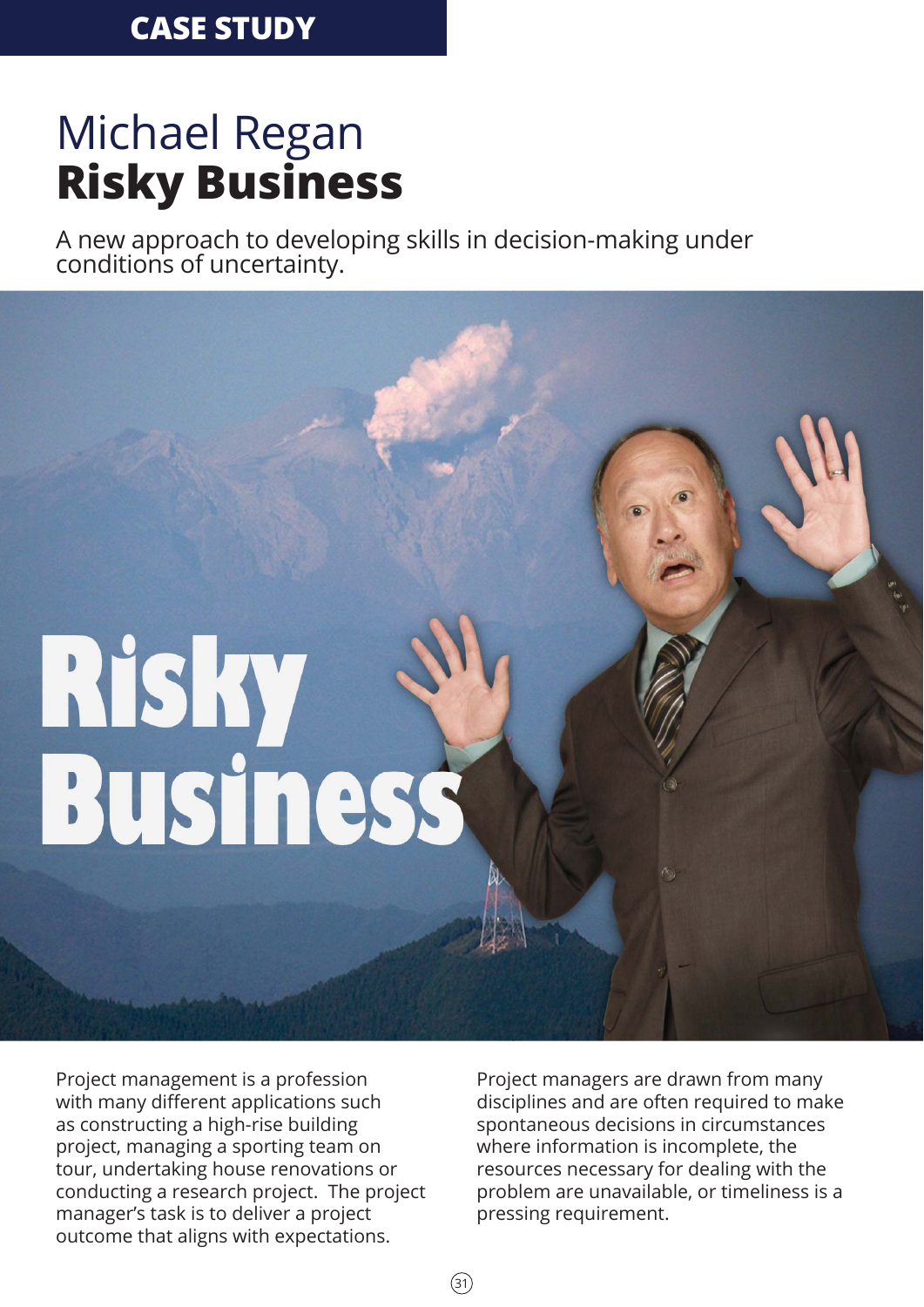CASE STUDY

# Michael Regan
# **Risky Business**

A new approach to developing skills in decision-making under conditions of uncertainty.

Project management is a profession with many different applications such as constructing a high-rise building project, managing a sporting team on tour, undertaking house renovations or conducting a research project. The project manager's task is to deliver a project outcome that aligns with expectations.

Project managers are drawn from many disciplines and are often required to make spontaneous decisions in circumstances where information is incomplete, the resources necessary for dealing with the problem are unavailable, or timeliness is a pressing requirement.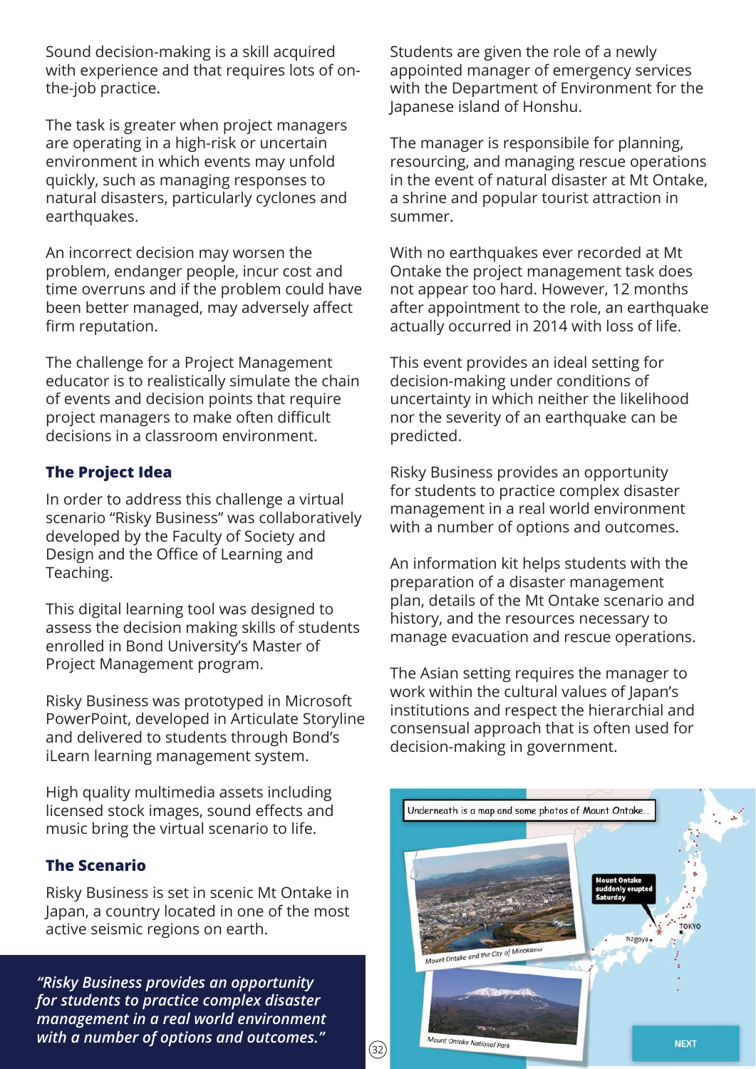Sound decision-making is a skill acquired with experience and that requires lots of on-the-job practice.

The task is greater when project managers are operating in a high-risk or uncertain environment in which events may unfold quickly, such as managing responses to natural disasters, particularly cyclones and earthquakes.

An incorrect decision may worsen the problem, endanger people, incur cost and time overruns and if the problem could have been better managed, may adversely affect firm reputation.

The challenge for a Project Management educator is to realistically simulate the chain of events and decision points that require project managers to make often difficult decisions in a classroom environment.

### The Project Idea

In order to address this challenge a virtual scenario "Risky Business" was collaboratively developed by the Faculty of Society and Design and the Office of Learning and Teaching.

This digital learning tool was designed to assess the decision making skills of students enrolled in Bond University's Master of Project Management program.

Risky Business was prototyped in Microsoft PowerPoint, developed in Articulate Storyline and delivered to students through Bond's iLearn learning management system.

High quality multimedia assets including licensed stock images, sound effects and music bring the virtual scenario to life.

### The Scenario

Risky Business is set in scenic Mt Ontake in Japan, a country located in one of the most active seismic regions on earth.

*"Risky Business provides an opportunity for students to practice complex disaster management in a real world environment with a number of options and outcomes."*

Students are given the role of a newly appointed manager of emergency services with the Department of Environment for the Japanese island of Honshu.

The manager is responsibile for planning, resourcing, and managing rescue operations in the event of natural disaster at Mt Ontake, a shrine and popular tourist attraction in summer.

With no earthquakes ever recorded at Mt Ontake the project management task does not appear too hard. However, 12 months after appointment to the role, an earthquake actually occurred in 2014 with loss of life.

This event provides an ideal setting for decision-making under conditions of uncertainty in which neither the likelihood nor the severity of an earthquake can be predicted.

Risky Business provides an opportunity for students to practice complex disaster management in a real world environment with a number of options and outcomes.

An information kit helps students with the preparation of a disaster management plan, details of the Mt Ontake scenario and history, and the resources necessary to manage evacuation and rescue operations.

The Asian setting requires the manager to work within the cultural values of Japan's institutions and respect the hierarchial and consensual approach that is often used for decision-making in government.

Underneath is a map and some photos of Mount Ontake...

Mount Ontake suddenly erupted Saturday

TOKYO

Nagoya

Mount Ontake and the City of Minokamo

Mount Ontake National Park

NEXT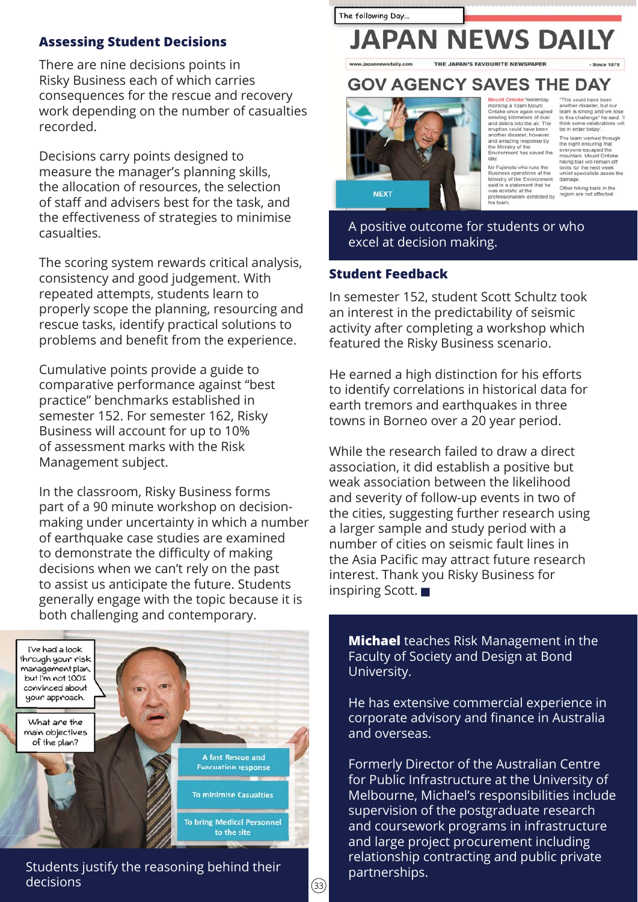## Assessing Student Decisions

There are nine decisions points in Risky Business each of which carries consequences for the rescue and recovery work depending on the number of casualties recorded.

Decisions carry points designed to measure the manager's planning skills, the allocation of resources, the selection of staff and advisers best for the task, and the effectiveness of strategies to minimise casualties.

The scoring system rewards critical analysis, consistency and good judgement. With repeated attempts, students learn to properly scope the planning, resourcing and rescue tasks, identify practical solutions to problems and benefit from the experience.

Cumulative points provide a guide to comparative performance against "best practice" benchmarks established in semester 152. For semester 162, Risky Business will account for up to 10% of assessment marks with the Risk Management subject.

In the classroom, Risky Business forms part of a 90 minute workshop on decision-making under uncertainty in which a number of earthquake case studies are examined to demonstrate the difficulty of making decisions when we can't rely on the past to assist us anticipate the future. Students generally engage with the topic because it is both challenging and contemporary.

Students justify the reasoning behind their decisions

A positive outcome for students or who excel at decision making.

## Student Feedback

In semester 152, student Scott Schultz took an interest in the predictability of seismic activity after completing a workshop which featured the Risky Business scenario.

He earned a high distinction for his efforts to identify correlations in historical data for earth tremors and earthquakes in three towns in Borneo over a 20 year period.

While the research failed to draw a direct association, it did establish a positive but weak association between the likelihood and severity of follow-up events in two of the cities, suggesting further research using a larger sample and study period with a number of cities on seismic fault lines in the Asia Pacific may attract future research interest. Thank you Risky Business for inspiring Scott. ■

**Michael** teaches Risk Management in the Faculty of Society and Design at Bond University.

He has extensive commercial experience in corporate advisory and finance in Australia and overseas.

Formerly Director of the Australian Centre for Public Infrastructure at the University of Melbourne, Michael's responsibilities include supervision of the postgraduate research and coursework programs in infrastructure and large project procurement including relationship contracting and public private partnerships.